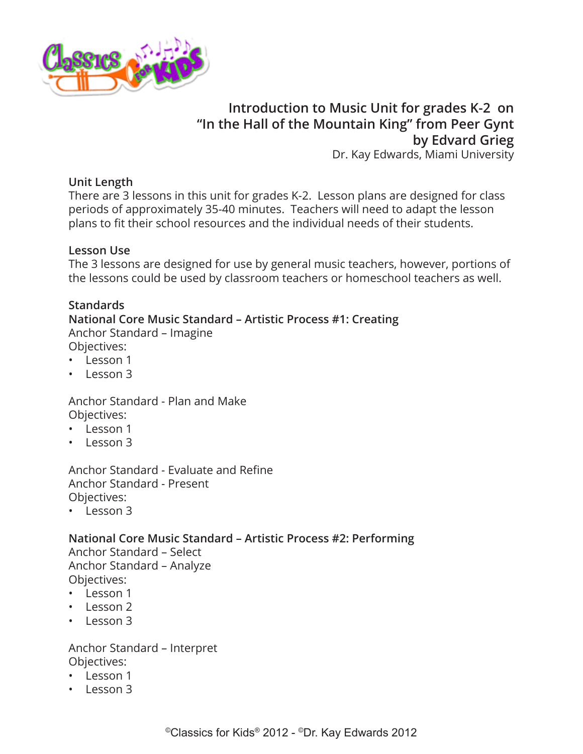# Introduction to Music Unit for grades K-2 on "In the Hall of the Mountain King" from Peer Gynt by Edvard Grieg

Dr. Kay Edwards, Miami University

## Unit Length

There are 3 lessons in this unit for grades K-2. Lesson plans are designed for class periods of approximately 35-40 minutes. Teachers will need to adapt the lesson plans to fit their school resources and the individual needs of their students.

## Lesson Use

The 3 lessons are designed for use by general music teachers, however, portions of the lessons could be used by classroom teachers or homeschool teachers as well.

## Standards

### National Core Music Standard – Artistic Process #1: Creating

Anchor Standard – Imagine
Objectives:

- Lesson 1
- Lesson 3

Anchor Standard - Plan and Make
Objectives:

- Lesson 1
- Lesson 3

Anchor Standard - Evaluate and Refine
Anchor Standard - Present
Objectives:

- Lesson 3

### National Core Music Standard – Artistic Process #2: Performing

Anchor Standard – Select
Anchor Standard – Analyze
Objectives:

- Lesson 1
- Lesson 2
- Lesson 3

Anchor Standard – Interpret
Objectives:

- Lesson 1
- Lesson 3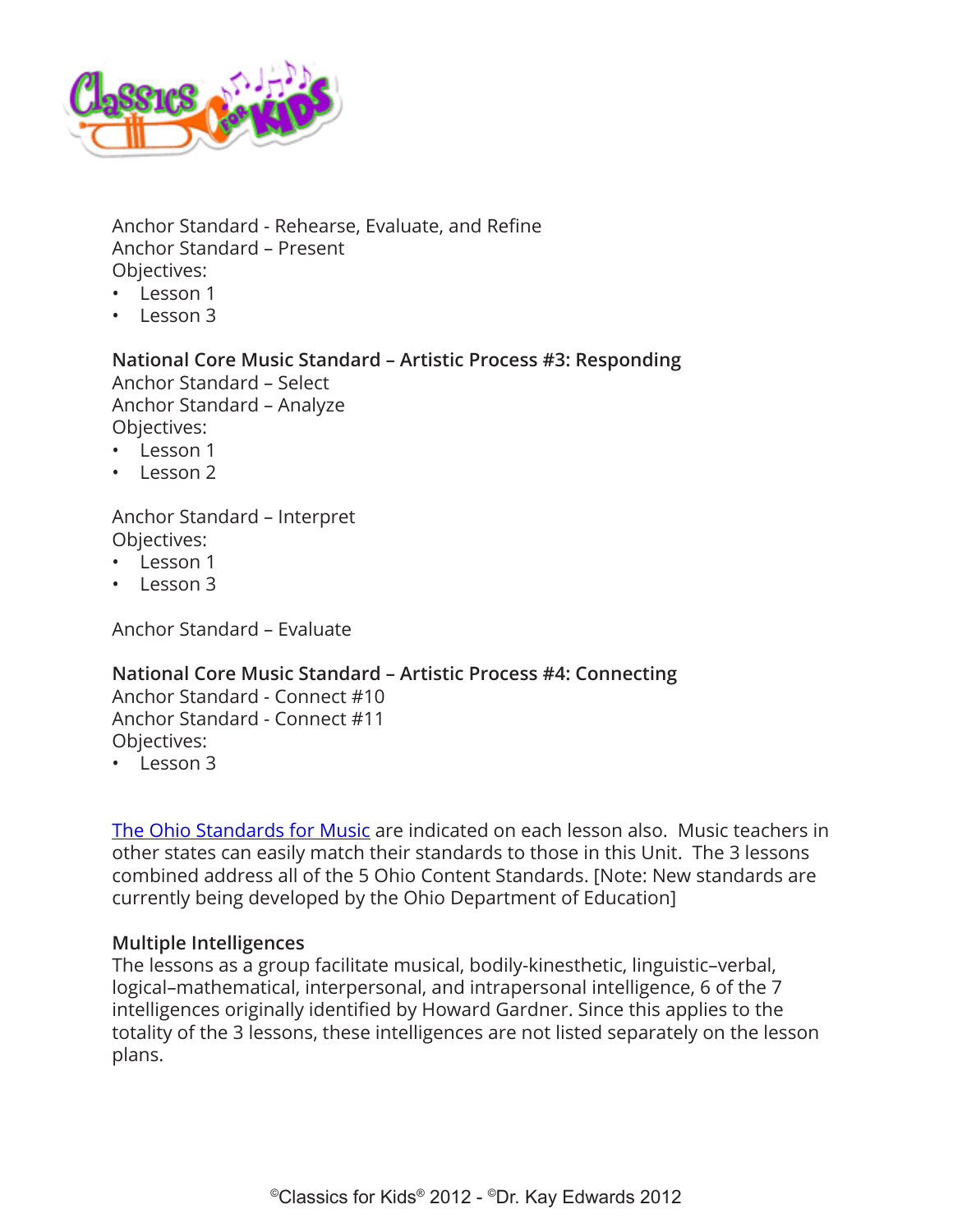Anchor Standard - Rehearse, Evaluate, and Refine
Anchor Standard – Present
Objectives:

- Lesson 1
- Lesson 3

**National Core Music Standard – Artistic Process #3: Responding**
Anchor Standard – Select
Anchor Standard – Analyze
Objectives:

- Lesson 1
- Lesson 2

Anchor Standard – Interpret
Objectives:

- Lesson 1
- Lesson 3

Anchor Standard – Evaluate

**National Core Music Standard – Artistic Process #4: Connecting**
Anchor Standard - Connect #10
Anchor Standard - Connect #11
Objectives:

- Lesson 3

The Ohio Standards for Music are indicated on each lesson also. Music teachers in other states can easily match their standards to those in this Unit. The 3 lessons combined address all of the 5 Ohio Content Standards. [Note: New standards are currently being developed by the Ohio Department of Education]

**Multiple Intelligences**
The lessons as a group facilitate musical, bodily-kinesthetic, linguistic–verbal, logical–mathematical, interpersonal, and intrapersonal intelligence, 6 of the 7 intelligences originally identified by Howard Gardner. Since this applies to the totality of the 3 lessons, these intelligences are not listed separately on the lesson plans.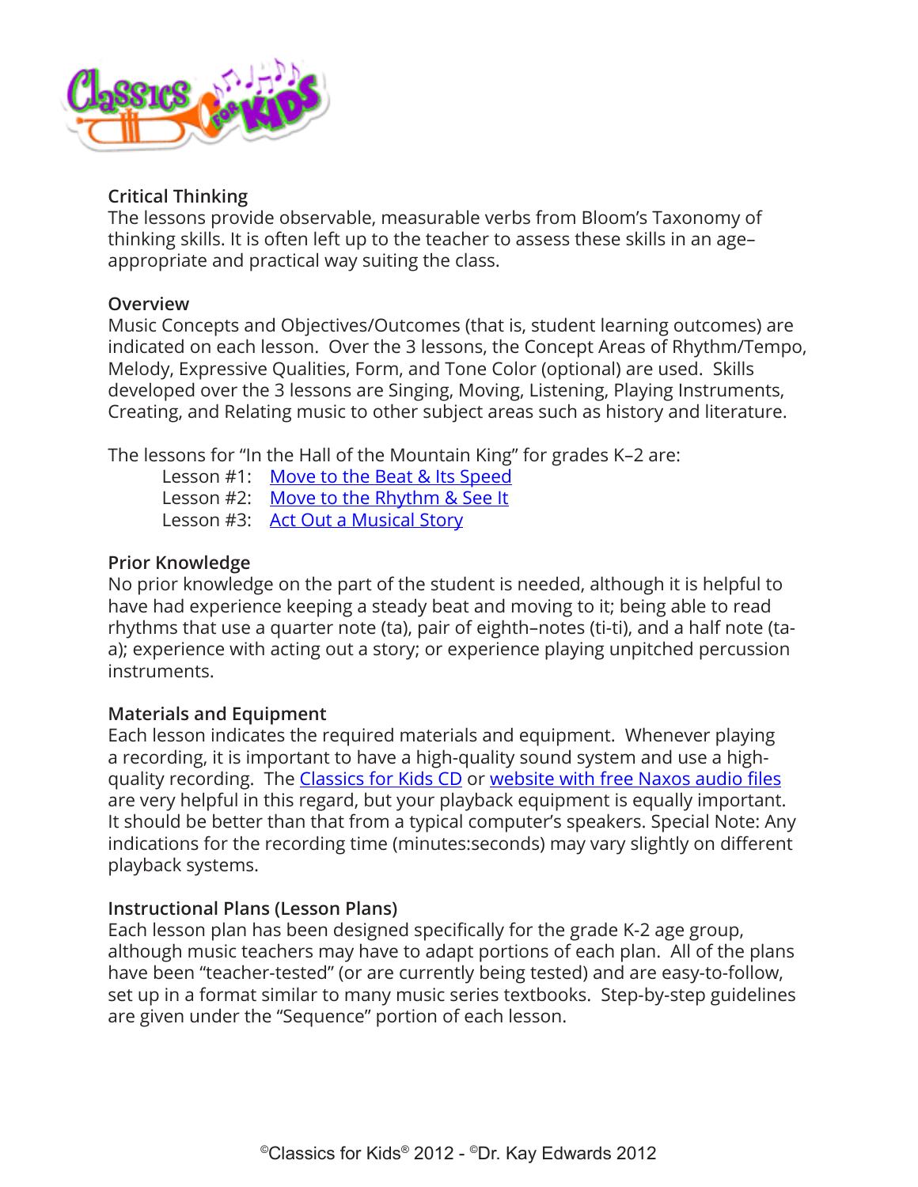### Critical Thinking

The lessons provide observable, measurable verbs from Bloom's Taxonomy of thinking skills. It is often left up to the teacher to assess these skills in an age–appropriate and practical way suiting the class.

### Overview

Music Concepts and Objectives/Outcomes (that is, student learning outcomes) are indicated on each lesson. Over the 3 lessons, the Concept Areas of Rhythm/Tempo, Melody, Expressive Qualities, Form, and Tone Color (optional) are used. Skills developed over the 3 lessons are Singing, Moving, Listening, Playing Instruments, Creating, and Relating music to other subject areas such as history and literature.

The lessons for "In the Hall of the Mountain King" for grades K–2 are:

- Lesson #1: Move to the Beat & Its Speed
- Lesson #2: Move to the Rhythm & See It
- Lesson #3: Act Out a Musical Story

### Prior Knowledge

No prior knowledge on the part of the student is needed, although it is helpful to have had experience keeping a steady beat and moving to it; being able to read rhythms that use a quarter note (ta), pair of eighth–notes (ti-ti), and a half note (ta-a); experience with acting out a story; or experience playing unpitched percussion instruments.

### Materials and Equipment

Each lesson indicates the required materials and equipment. Whenever playing a recording, it is important to have a high-quality sound system and use a high-quality recording. The Classics for Kids CD or website with free Naxos audio files are very helpful in this regard, but your playback equipment is equally important. It should be better than that from a typical computer's speakers. Special Note: Any indications for the recording time (minutes:seconds) may vary slightly on different playback systems.

### Instructional Plans (Lesson Plans)

Each lesson plan has been designed specifically for the grade K-2 age group, although music teachers may have to adapt portions of each plan. All of the plans have been "teacher-tested" (or are currently being tested) and are easy-to-follow, set up in a format similar to many music series textbooks. Step-by-step guidelines are given under the "Sequence" portion of each lesson.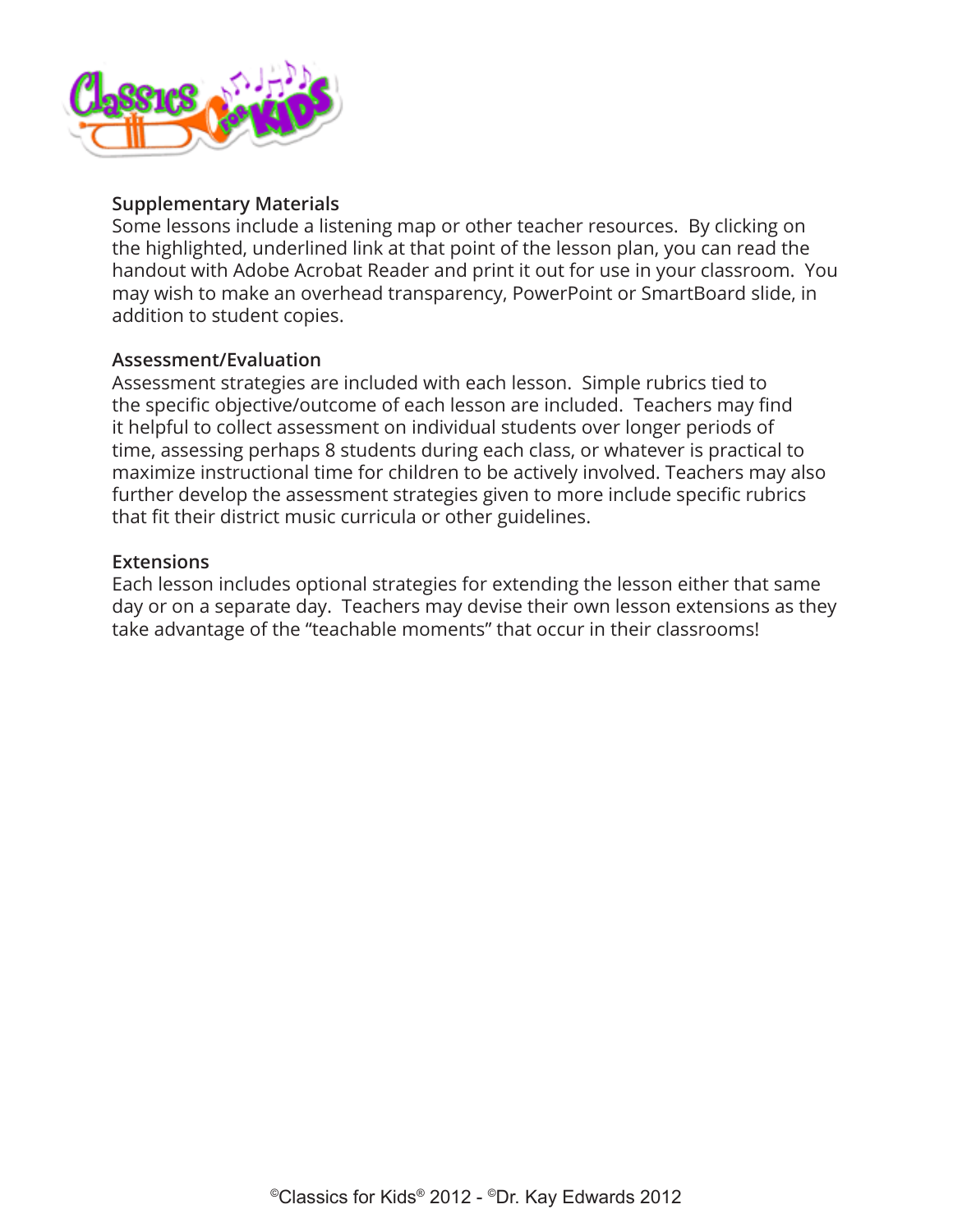### Supplementary Materials

Some lessons include a listening map or other teacher resources. By clicking on the highlighted, underlined link at that point of the lesson plan, you can read the handout with Adobe Acrobat Reader and print it out for use in your classroom. You may wish to make an overhead transparency, PowerPoint or SmartBoard slide, in addition to student copies.

### Assessment/Evaluation

Assessment strategies are included with each lesson. Simple rubrics tied to the specific objective/outcome of each lesson are included. Teachers may find it helpful to collect assessment on individual students over longer periods of time, assessing perhaps 8 students during each class, or whatever is practical to maximize instructional time for children to be actively involved. Teachers may also further develop the assessment strategies given to more include specific rubrics that fit their district music curricula or other guidelines.

### Extensions

Each lesson includes optional strategies for extending the lesson either that same day or on a separate day. Teachers may devise their own lesson extensions as they take advantage of the "teachable moments" that occur in their classrooms!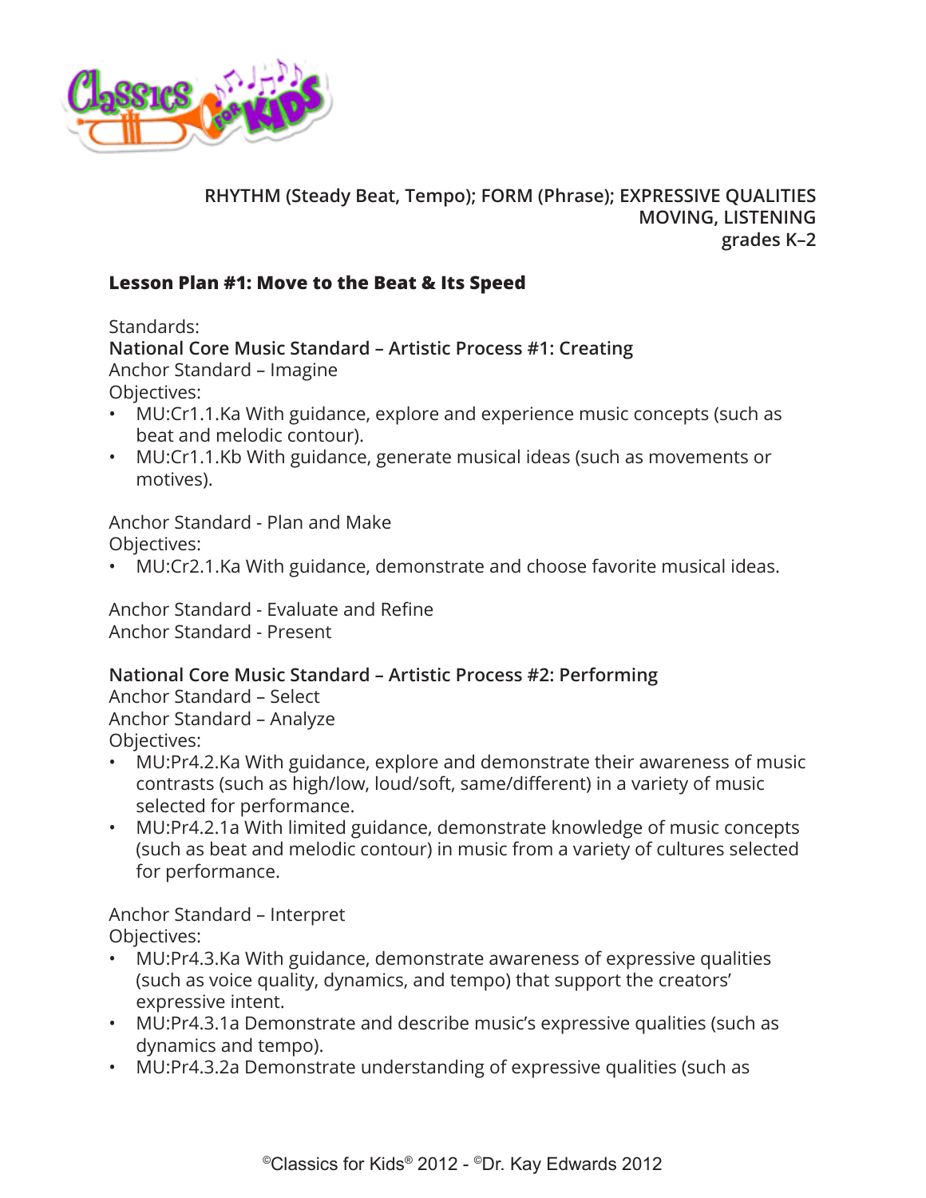**RHYTHM (Steady Beat, Tempo); FORM (Phrase); EXPRESSIVE QUALITIES**
**MOVING, LISTENING**
**grades K–2**

## Lesson Plan #1: Move to the Beat & Its Speed

Standards:

**National Core Music Standard – Artistic Process #1: Creating**

Anchor Standard – Imagine

Objectives:

- MU:Cr1.1.Ka With guidance, explore and experience music concepts (such as beat and melodic contour).
- MU:Cr1.1.Kb With guidance, generate musical ideas (such as movements or motives).

Anchor Standard - Plan and Make

Objectives:

- MU:Cr2.1.Ka With guidance, demonstrate and choose favorite musical ideas.

Anchor Standard - Evaluate and Refine

Anchor Standard - Present

**National Core Music Standard – Artistic Process #2: Performing**

Anchor Standard – Select

Anchor Standard – Analyze

Objectives:

- MU:Pr4.2.Ka With guidance, explore and demonstrate their awareness of music contrasts (such as high/low, loud/soft, same/different) in a variety of music selected for performance.
- MU:Pr4.2.1a With limited guidance, demonstrate knowledge of music concepts (such as beat and melodic contour) in music from a variety of cultures selected for performance.

Anchor Standard – Interpret

Objectives:

- MU:Pr4.3.Ka With guidance, demonstrate awareness of expressive qualities (such as voice quality, dynamics, and tempo) that support the creators' expressive intent.
- MU:Pr4.3.1a Demonstrate and describe music's expressive qualities (such as dynamics and tempo).
- MU:Pr4.3.2a Demonstrate understanding of expressive qualities (such as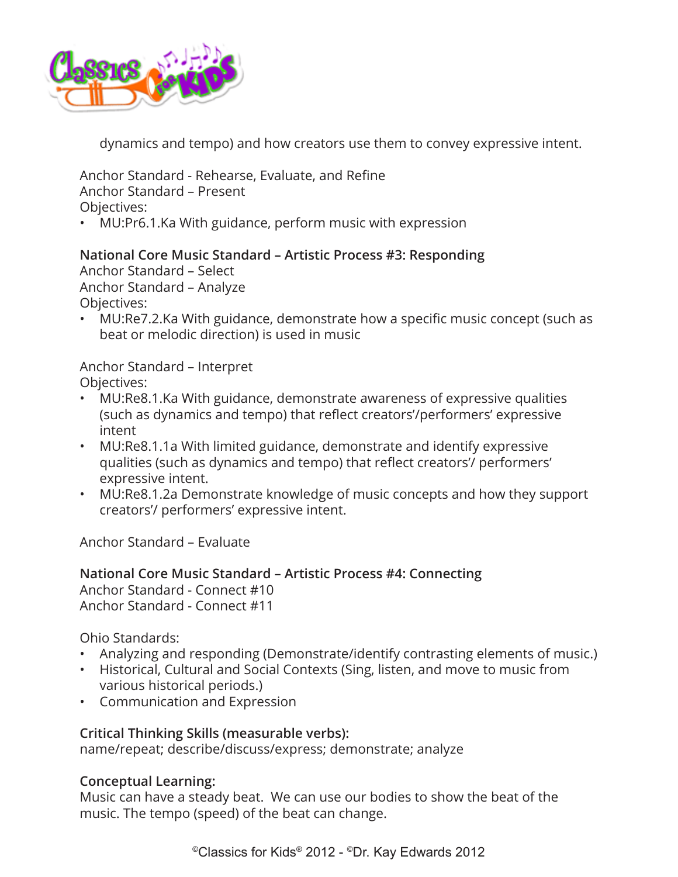dynamics and tempo) and how creators use them to convey expressive intent.

Anchor Standard - Rehearse, Evaluate, and Refine
Anchor Standard – Present
Objectives:

- MU:Pr6.1.Ka With guidance, perform music with expression

**National Core Music Standard – Artistic Process #3: Responding**
Anchor Standard – Select
Anchor Standard – Analyze
Objectives:

- MU:Re7.2.Ka With guidance, demonstrate how a specific music concept (such as beat or melodic direction) is used in music

Anchor Standard – Interpret
Objectives:

- MU:Re8.1.Ka With guidance, demonstrate awareness of expressive qualities (such as dynamics and tempo) that reflect creators'/performers' expressive intent
- MU:Re8.1.1a With limited guidance, demonstrate and identify expressive qualities (such as dynamics and tempo) that reflect creators'/ performers' expressive intent.
- MU:Re8.1.2a Demonstrate knowledge of music concepts and how they support creators'/ performers' expressive intent.

Anchor Standard – Evaluate

**National Core Music Standard – Artistic Process #4: Connecting**
Anchor Standard - Connect #10
Anchor Standard - Connect #11

Ohio Standards:

- Analyzing and responding (Demonstrate/identify contrasting elements of music.)
- Historical, Cultural and Social Contexts (Sing, listen, and move to music from various historical periods.)
- Communication and Expression

**Critical Thinking Skills (measurable verbs):**
name/repeat; describe/discuss/express; demonstrate; analyze

**Conceptual Learning:**
Music can have a steady beat. We can use our bodies to show the beat of the music. The tempo (speed) of the beat can change.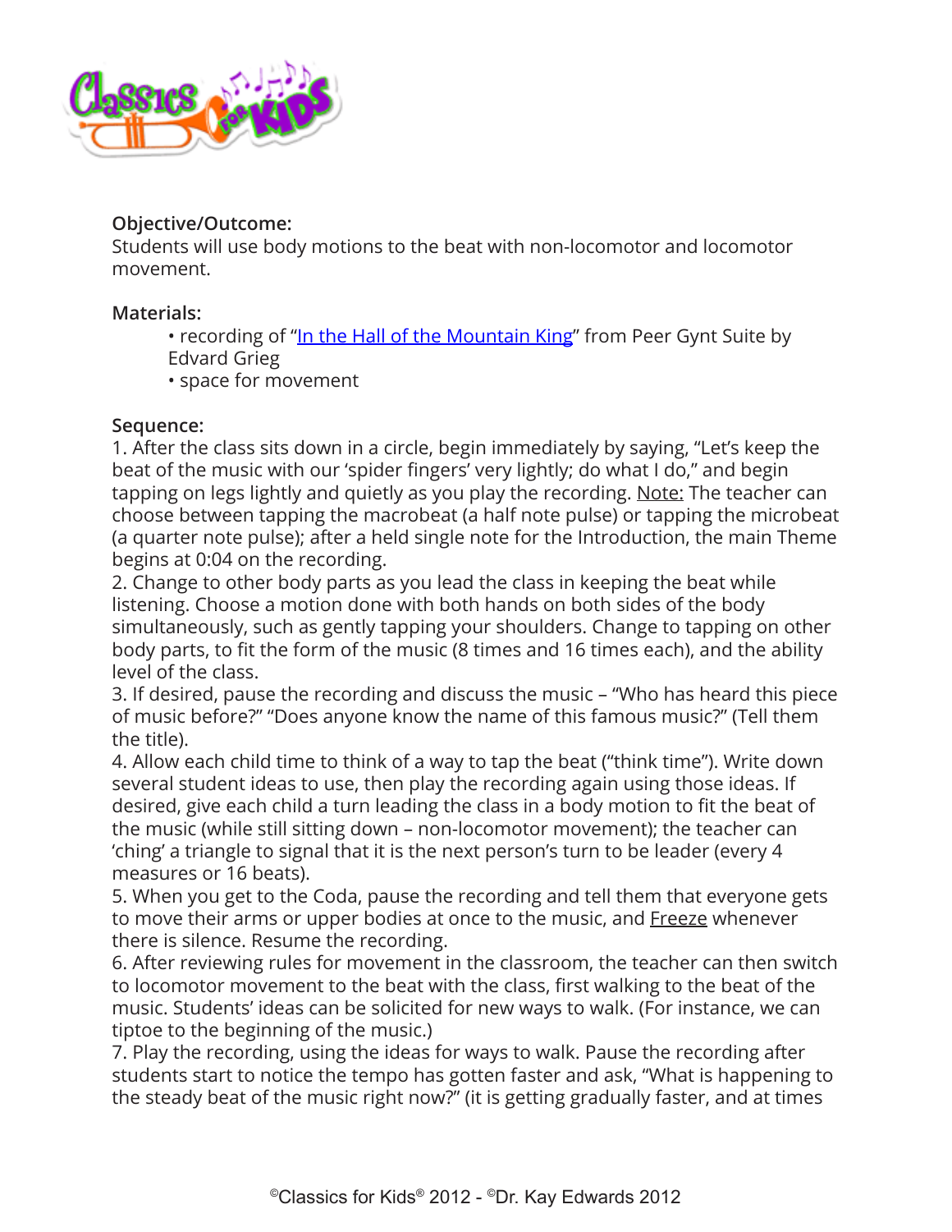**Objective/Outcome:**
Students will use body motions to the beat with non-locomotor and locomotor movement.

**Materials:**

- recording of "[In the Hall of the Mountain King]" from Peer Gynt Suite by Edvard Grieg
- space for movement

**Sequence:**

1. After the class sits down in a circle, begin immediately by saying, "Let's keep the beat of the music with our 'spider fingers' very lightly; do what I do," and begin tapping on legs lightly and quietly as you play the recording. Note: The teacher can choose between tapping the macrobeat (a half note pulse) or tapping the microbeat (a quarter note pulse); after a held single note for the Introduction, the main Theme begins at 0:04 on the recording.
2. Change to other body parts as you lead the class in keeping the beat while listening. Choose a motion done with both hands on both sides of the body simultaneously, such as gently tapping your shoulders. Change to tapping on other body parts, to fit the form of the music (8 times and 16 times each), and the ability level of the class.
3. If desired, pause the recording and discuss the music – "Who has heard this piece of music before?" "Does anyone know the name of this famous music?" (Tell them the title).
4. Allow each child time to think of a way to tap the beat ("think time"). Write down several student ideas to use, then play the recording again using those ideas. If desired, give each child a turn leading the class in a body motion to fit the beat of the music (while still sitting down – non-locomotor movement); the teacher can 'ching' a triangle to signal that it is the next person's turn to be leader (every 4 measures or 16 beats).
5. When you get to the Coda, pause the recording and tell them that everyone gets to move their arms or upper bodies at once to the music, and Freeze whenever there is silence. Resume the recording.
6. After reviewing rules for movement in the classroom, the teacher can then switch to locomotor movement to the beat with the class, first walking to the beat of the music. Students' ideas can be solicited for new ways to walk. (For instance, we can tiptoe to the beginning of the music.)
7. Play the recording, using the ideas for ways to walk. Pause the recording after students start to notice the tempo has gotten faster and ask, "What is happening to the steady beat of the music right now?" (it is getting gradually faster, and at times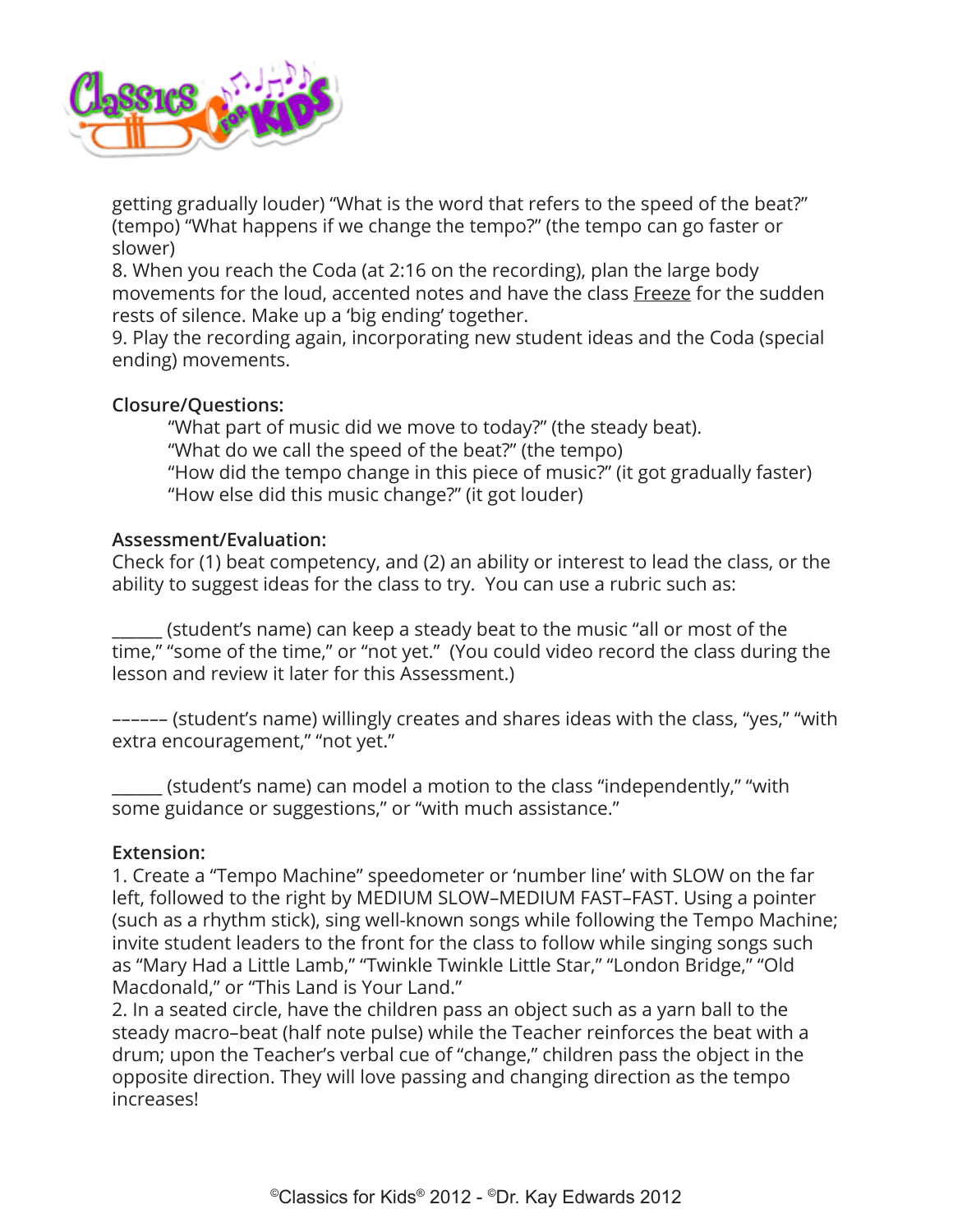getting gradually louder) "What is the word that refers to the speed of the beat?" (tempo) "What happens if we change the tempo?" (the tempo can go faster or slower)

8. When you reach the Coda (at 2:16 on the recording), plan the large body movements for the loud, accented notes and have the class Freeze for the sudden rests of silence. Make up a 'big ending' together.

9. Play the recording again, incorporating new student ideas and the Coda (special ending) movements.

**Closure/Questions:**

"What part of music did we move to today?" (the steady beat).
"What do we call the speed of the beat?" (the tempo)
"How did the tempo change in this piece of music?" (it got gradually faster)
"How else did this music change?" (it got louder)

**Assessment/Evaluation:**

Check for (1) beat competency, and (2) an ability or interest to lead the class, or the ability to suggest ideas for the class to try. You can use a rubric such as:

______ (student's name) can keep a steady beat to the music "all or most of the time," "some of the time," or "not yet." (You could video record the class during the lesson and review it later for this Assessment.)

–––––– (student's name) willingly creates and shares ideas with the class, "yes," "with extra encouragement," "not yet."

______ (student's name) can model a motion to the class "independently," "with some guidance or suggestions," or "with much assistance."

**Extension:**

1. Create a "Tempo Machine" speedometer or 'number line' with SLOW on the far left, followed to the right by MEDIUM SLOW–MEDIUM FAST–FAST. Using a pointer (such as a rhythm stick), sing well-known songs while following the Tempo Machine; invite student leaders to the front for the class to follow while singing songs such as "Mary Had a Little Lamb," "Twinkle Twinkle Little Star," "London Bridge," "Old Macdonald," or "This Land is Your Land."

2. In a seated circle, have the children pass an object such as a yarn ball to the steady macro–beat (half note pulse) while the Teacher reinforces the beat with a drum; upon the Teacher's verbal cue of "change," children pass the object in the opposite direction. They will love passing and changing direction as the tempo increases!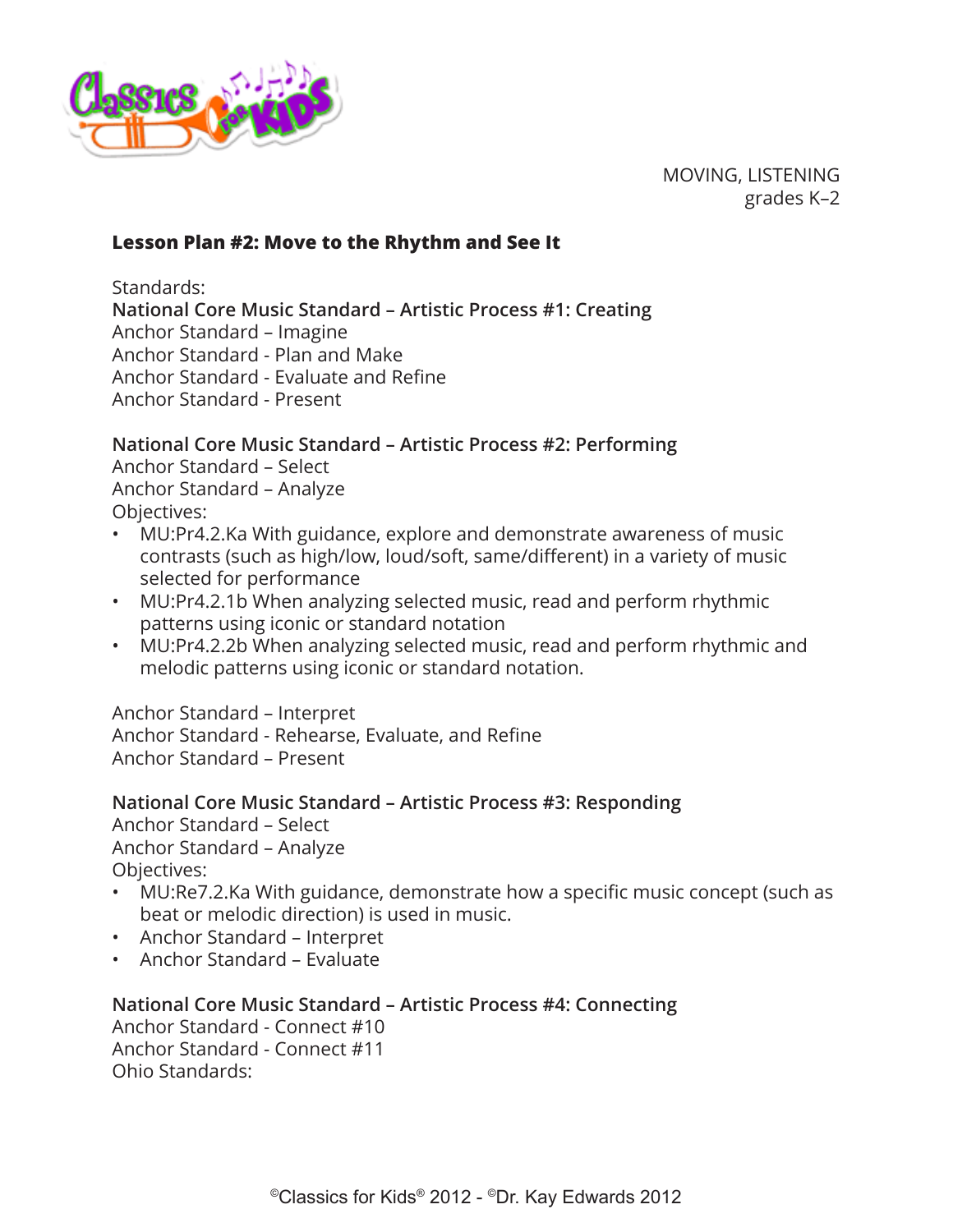MOVING, LISTENING
grades K–2

## Lesson Plan #2: Move to the Rhythm and See It

Standards:

**National Core Music Standard – Artistic Process #1: Creating**
Anchor Standard – Imagine
Anchor Standard - Plan and Make
Anchor Standard - Evaluate and Refine
Anchor Standard - Present

**National Core Music Standard – Artistic Process #2: Performing**
Anchor Standard – Select
Anchor Standard – Analyze
Objectives:

- MU:Pr4.2.Ka With guidance, explore and demonstrate awareness of music contrasts (such as high/low, loud/soft, same/different) in a variety of music selected for performance
- MU:Pr4.2.1b When analyzing selected music, read and perform rhythmic patterns using iconic or standard notation
- MU:Pr4.2.2b When analyzing selected music, read and perform rhythmic and melodic patterns using iconic or standard notation.

Anchor Standard – Interpret
Anchor Standard - Rehearse, Evaluate, and Refine
Anchor Standard – Present

**National Core Music Standard – Artistic Process #3: Responding**
Anchor Standard – Select
Anchor Standard – Analyze
Objectives:

- MU:Re7.2.Ka With guidance, demonstrate how a specific music concept (such as beat or melodic direction) is used in music.
- Anchor Standard – Interpret
- Anchor Standard – Evaluate

**National Core Music Standard – Artistic Process #4: Connecting**
Anchor Standard - Connect #10
Anchor Standard - Connect #11
Ohio Standards: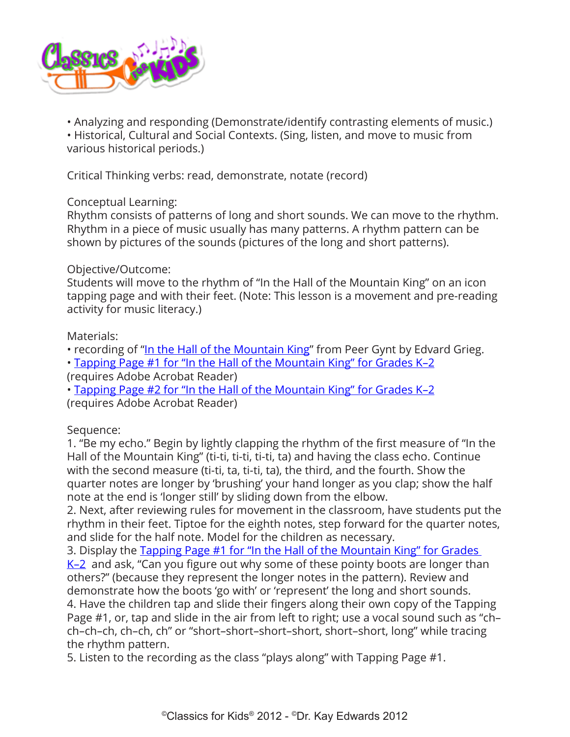• Analyzing and responding (Demonstrate/identify contrasting elements of music.)
• Historical, Cultural and Social Contexts. (Sing, listen, and move to music from various historical periods.)

Critical Thinking verbs: read, demonstrate, notate (record)

Conceptual Learning:
Rhythm consists of patterns of long and short sounds. We can move to the rhythm. Rhythm in a piece of music usually has many patterns. A rhythm pattern can be shown by pictures of the sounds (pictures of the long and short patterns).

Objective/Outcome:
Students will move to the rhythm of "In the Hall of the Mountain King" on an icon tapping page and with their feet. (Note: This lesson is a movement and pre-reading activity for music literacy.)

Materials:
• recording of "In the Hall of the Mountain King" from Peer Gynt by Edvard Grieg.
• Tapping Page #1 for "In the Hall of the Mountain King" for Grades K–2 (requires Adobe Acrobat Reader)
• Tapping Page #2 for "In the Hall of the Mountain King" for Grades K–2 (requires Adobe Acrobat Reader)

Sequence:
1. "Be my echo." Begin by lightly clapping the rhythm of the first measure of "In the Hall of the Mountain King" (ti-ti, ti-ti, ti-ti, ta) and having the class echo. Continue with the second measure (ti-ti, ta, ti-ti, ta), the third, and the fourth. Show the quarter notes are longer by 'brushing' your hand longer as you clap; show the half note at the end is 'longer still' by sliding down from the elbow.
2. Next, after reviewing rules for movement in the classroom, have students put the rhythm in their feet. Tiptoe for the eighth notes, step forward for the quarter notes, and slide for the half note. Model for the children as necessary.
3. Display the Tapping Page #1 for "In the Hall of the Mountain King" for Grades K–2 and ask, "Can you figure out why some of these pointy boots are longer than others?" (because they represent the longer notes in the pattern). Review and demonstrate how the boots 'go with' or 'represent' the long and short sounds.
4. Have the children tap and slide their fingers along their own copy of the Tapping Page #1, or, tap and slide in the air from left to right; use a vocal sound such as "ch–ch–ch–ch, ch–ch, ch" or "short–short–short–short, short–short, long" while tracing the rhythm pattern.
5. Listen to the recording as the class "plays along" with Tapping Page #1.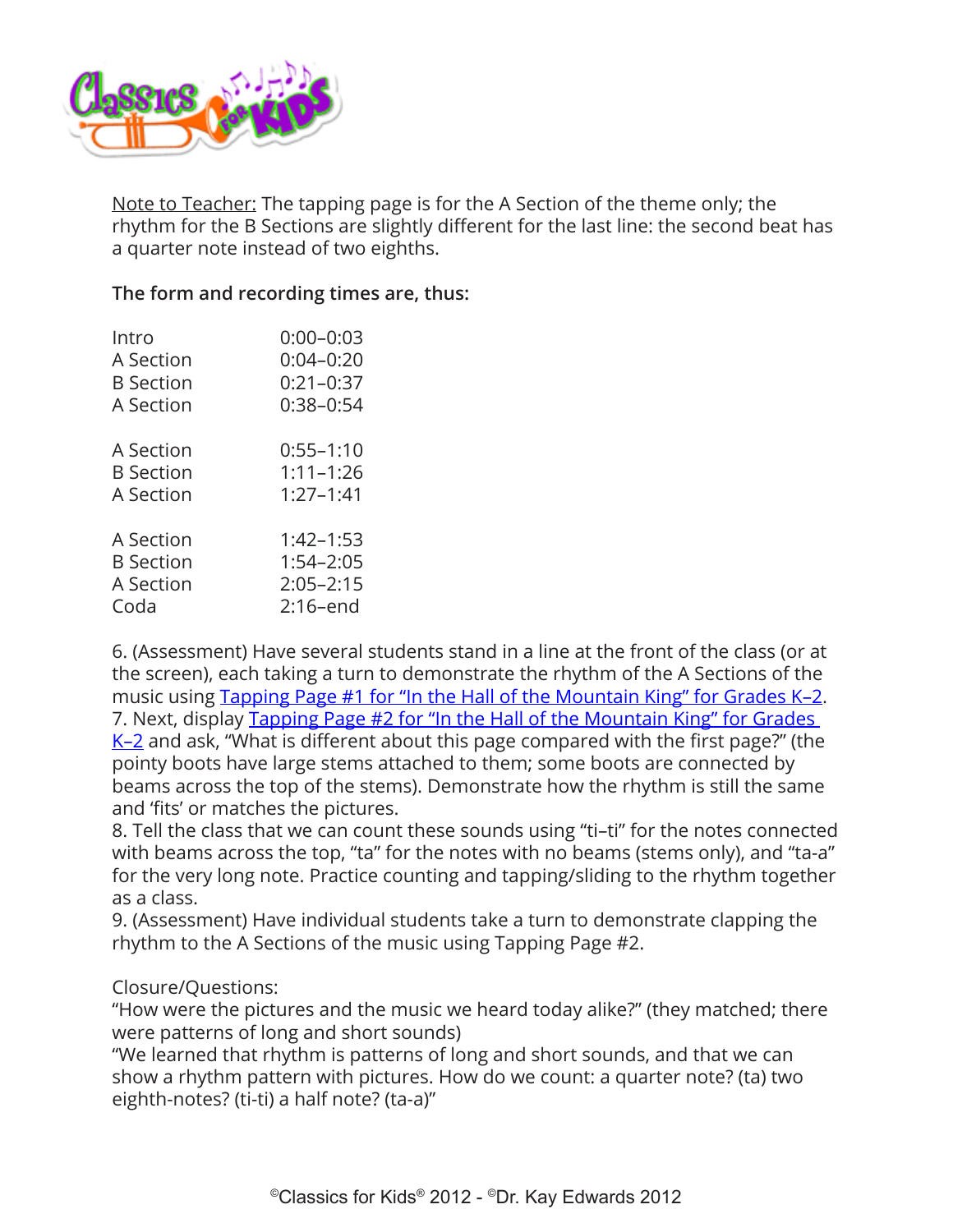Note to Teacher: The tapping page is for the A Section of the theme only; the rhythm for the B Sections are slightly different for the last line: the second beat has a quarter note instead of two eighths.

**The form and recording times are, thus:**

| | |
|---|---|
| Intro | 0:00–0:03 |
| A Section | 0:04–0:20 |
| B Section | 0:21–0:37 |
| A Section | 0:38–0:54 |
| | |
| A Section | 0:55–1:10 |
| B Section | 1:11–1:26 |
| A Section | 1:27–1:41 |
| | |
| A Section | 1:42–1:53 |
| B Section | 1:54–2:05 |
| A Section | 2:05–2:15 |
| Coda | 2:16–end |

6. (Assessment) Have several students stand in a line at the front of the class (or at the screen), each taking a turn to demonstrate the rhythm of the A Sections of the music using Tapping Page #1 for "In the Hall of the Mountain King" for Grades K–2.
7. Next, display Tapping Page #2 for "In the Hall of the Mountain King" for Grades K–2 and ask, "What is different about this page compared with the first page?" (the pointy boots have large stems attached to them; some boots are connected by beams across the top of the stems). Demonstrate how the rhythm is still the same and 'fits' or matches the pictures.
8. Tell the class that we can count these sounds using "ti–ti" for the notes connected with beams across the top, "ta" for the notes with no beams (stems only), and "ta-a" for the very long note. Practice counting and tapping/sliding to the rhythm together as a class.
9. (Assessment) Have individual students take a turn to demonstrate clapping the rhythm to the A Sections of the music using Tapping Page #2.

Closure/Questions:
"How were the pictures and the music we heard today alike?" (they matched; there were patterns of long and short sounds)
"We learned that rhythm is patterns of long and short sounds, and that we can show a rhythm pattern with pictures. How do we count: a quarter note? (ta) two eighth-notes? (ti-ti) a half note? (ta-a)"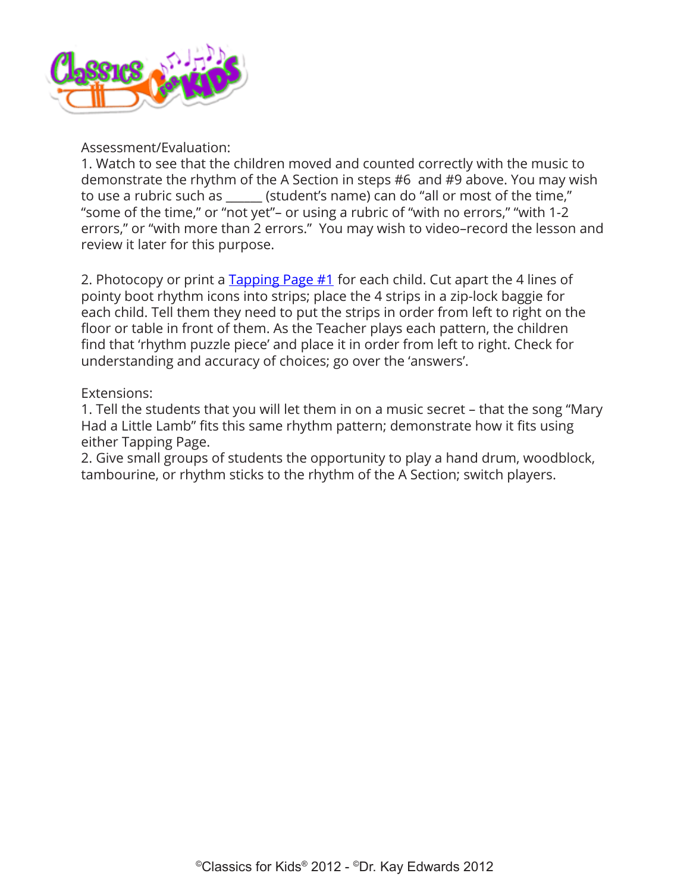Assessment/Evaluation:

1. Watch to see that the children moved and counted correctly with the music to demonstrate the rhythm of the A Section in steps #6 and #9 above. You may wish to use a rubric such as ______ (student's name) can do "all or most of the time," "some of the time," or "not yet"– or using a rubric of "with no errors," "with 1-2 errors," or "with more than 2 errors." You may wish to video–record the lesson and review it later for this purpose.

2. Photocopy or print a [Tapping Page #1] for each child. Cut apart the 4 lines of pointy boot rhythm icons into strips; place the 4 strips in a zip-lock baggie for each child. Tell them they need to put the strips in order from left to right on the floor or table in front of them. As the Teacher plays each pattern, the children find that 'rhythm puzzle piece' and place it in order from left to right. Check for understanding and accuracy of choices; go over the 'answers'.

Extensions:

1. Tell the students that you will let them in on a music secret – that the song "Mary Had a Little Lamb" fits this same rhythm pattern; demonstrate how it fits using either Tapping Page.
2. Give small groups of students the opportunity to play a hand drum, woodblock, tambourine, or rhythm sticks to the rhythm of the A Section; switch players.

©Classics for Kids® 2012 - ©Dr. Kay Edwards 2012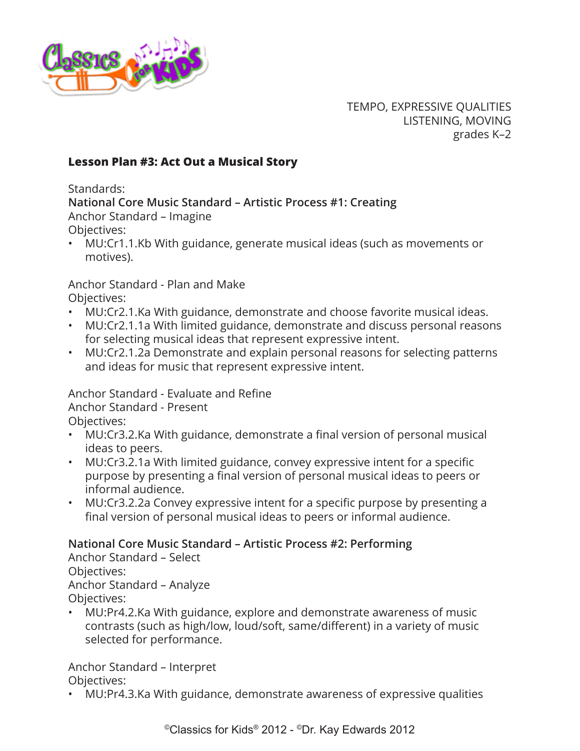TEMPO, EXPRESSIVE QUALITIES
LISTENING, MOVING
grades K–2

## Lesson Plan #3: Act Out a Musical Story

Standards:

**National Core Music Standard – Artistic Process #1: Creating**

Anchor Standard – Imagine

Objectives:

- MU:Cr1.1.Kb With guidance, generate musical ideas (such as movements or motives).

Anchor Standard - Plan and Make

Objectives:

- MU:Cr2.1.Ka With guidance, demonstrate and choose favorite musical ideas.
- MU:Cr2.1.1a With limited guidance, demonstrate and discuss personal reasons for selecting musical ideas that represent expressive intent.
- MU:Cr2.1.2a Demonstrate and explain personal reasons for selecting patterns and ideas for music that represent expressive intent.

Anchor Standard - Evaluate and Refine

Anchor Standard - Present

Objectives:

- MU:Cr3.2.Ka With guidance, demonstrate a final version of personal musical ideas to peers.
- MU:Cr3.2.1a With limited guidance, convey expressive intent for a specific purpose by presenting a final version of personal musical ideas to peers or informal audience.
- MU:Cr3.2.2a Convey expressive intent for a specific purpose by presenting a final version of personal musical ideas to peers or informal audience.

**National Core Music Standard – Artistic Process #2: Performing**

Anchor Standard – Select

Objectives:

Anchor Standard – Analyze

Objectives:

- MU:Pr4.2.Ka With guidance, explore and demonstrate awareness of music contrasts (such as high/low, loud/soft, same/different) in a variety of music selected for performance.

Anchor Standard – Interpret

Objectives:

- MU:Pr4.3.Ka With guidance, demonstrate awareness of expressive qualities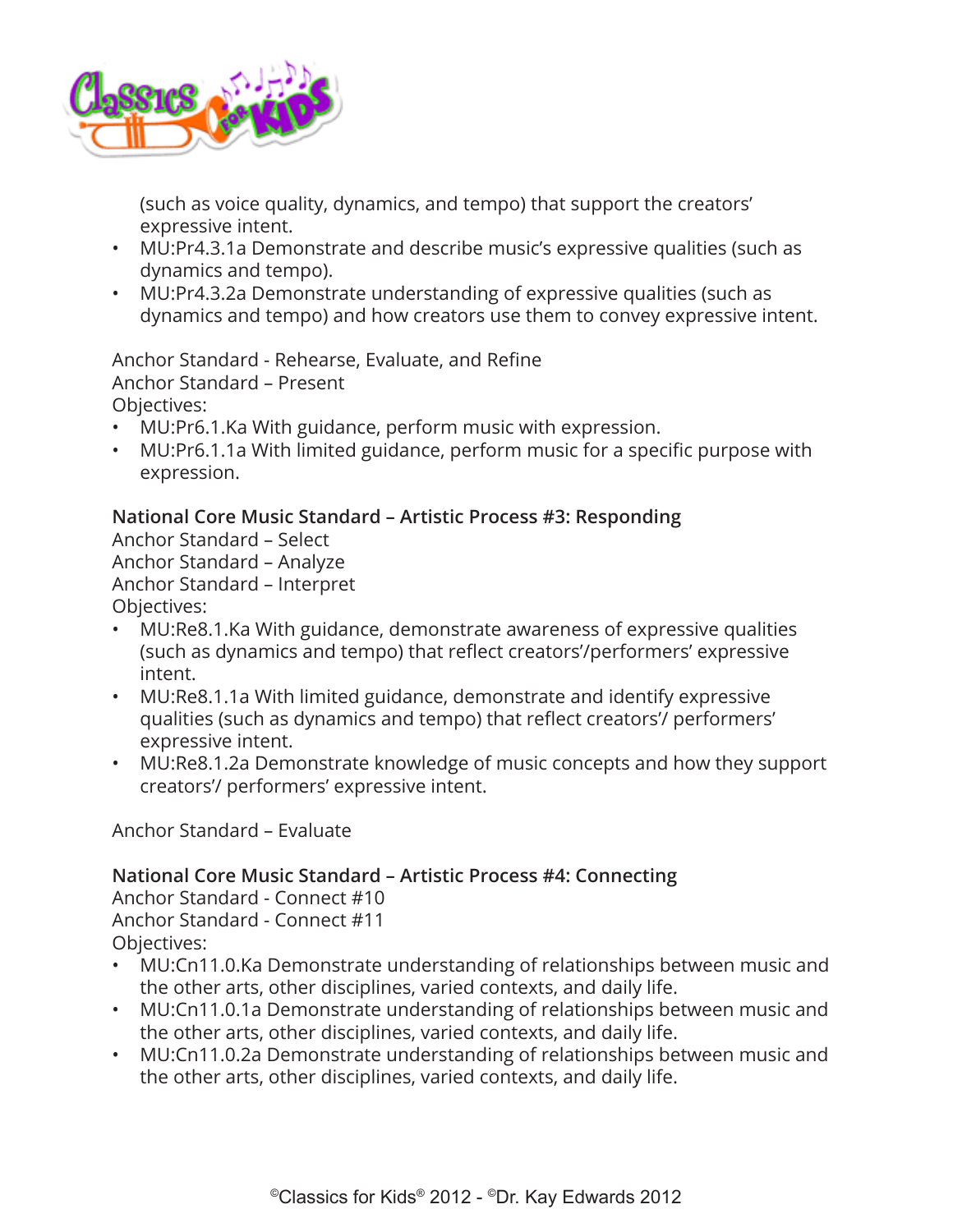(such as voice quality, dynamics, and tempo) that support the creators' expressive intent.

- MU:Pr4.3.1a Demonstrate and describe music's expressive qualities (such as dynamics and tempo).
- MU:Pr4.3.2a Demonstrate understanding of expressive qualities (such as dynamics and tempo) and how creators use them to convey expressive intent.

Anchor Standard - Rehearse, Evaluate, and Refine
Anchor Standard – Present
Objectives:

- MU:Pr6.1.Ka With guidance, perform music with expression.
- MU:Pr6.1.1a With limited guidance, perform music for a specific purpose with expression.

**National Core Music Standard – Artistic Process #3: Responding**
Anchor Standard – Select
Anchor Standard – Analyze
Anchor Standard – Interpret
Objectives:

- MU:Re8.1.Ka With guidance, demonstrate awareness of expressive qualities (such as dynamics and tempo) that reflect creators'/performers' expressive intent.
- MU:Re8.1.1a With limited guidance, demonstrate and identify expressive qualities (such as dynamics and tempo) that reflect creators'/ performers' expressive intent.
- MU:Re8.1.2a Demonstrate knowledge of music concepts and how they support creators'/ performers' expressive intent.

Anchor Standard – Evaluate

**National Core Music Standard – Artistic Process #4: Connecting**
Anchor Standard - Connect #10
Anchor Standard - Connect #11
Objectives:

- MU:Cn11.0.Ka Demonstrate understanding of relationships between music and the other arts, other disciplines, varied contexts, and daily life.
- MU:Cn11.0.1a Demonstrate understanding of relationships between music and the other arts, other disciplines, varied contexts, and daily life.
- MU:Cn11.0.2a Demonstrate understanding of relationships between music and the other arts, other disciplines, varied contexts, and daily life.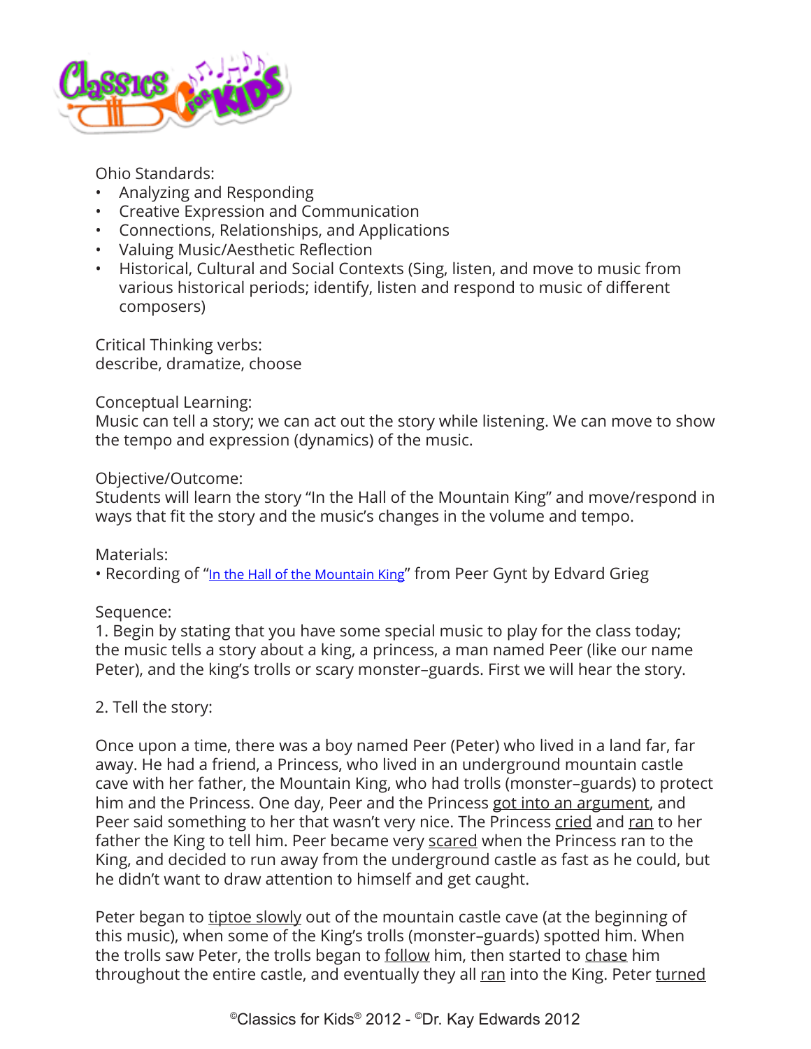Ohio Standards:

- Analyzing and Responding
- Creative Expression and Communication
- Connections, Relationships, and Applications
- Valuing Music/Aesthetic Reflection
- Historical, Cultural and Social Contexts (Sing, listen, and move to music from various historical periods; identify, listen and respond to music of different composers)

Critical Thinking verbs:
describe, dramatize, choose

Conceptual Learning:
Music can tell a story; we can act out the story while listening. We can move to show the tempo and expression (dynamics) of the music.

Objective/Outcome:
Students will learn the story "In the Hall of the Mountain King" and move/respond in ways that fit the story and the music's changes in the volume and tempo.

Materials:
• Recording of "In the Hall of the Mountain King" from Peer Gynt by Edvard Grieg

Sequence:
1. Begin by stating that you have some special music to play for the class today; the music tells a story about a king, a princess, a man named Peer (like our name Peter), and the king's trolls or scary monster–guards. First we will hear the story.

2. Tell the story:

Once upon a time, there was a boy named Peer (Peter) who lived in a land far, far away. He had a friend, a Princess, who lived in an underground mountain castle cave with her father, the Mountain King, who had trolls (monster–guards) to protect him and the Princess. One day, Peer and the Princess got into an argument, and Peer said something to her that wasn't very nice. The Princess cried and ran to her father the King to tell him. Peer became very scared when the Princess ran to the King, and decided to run away from the underground castle as fast as he could, but he didn't want to draw attention to himself and get caught.

Peter began to tiptoe slowly out of the mountain castle cave (at the beginning of this music), when some of the King's trolls (monster–guards) spotted him. When the trolls saw Peter, the trolls began to follow him, then started to chase him throughout the entire castle, and eventually they all ran into the King. Peter turned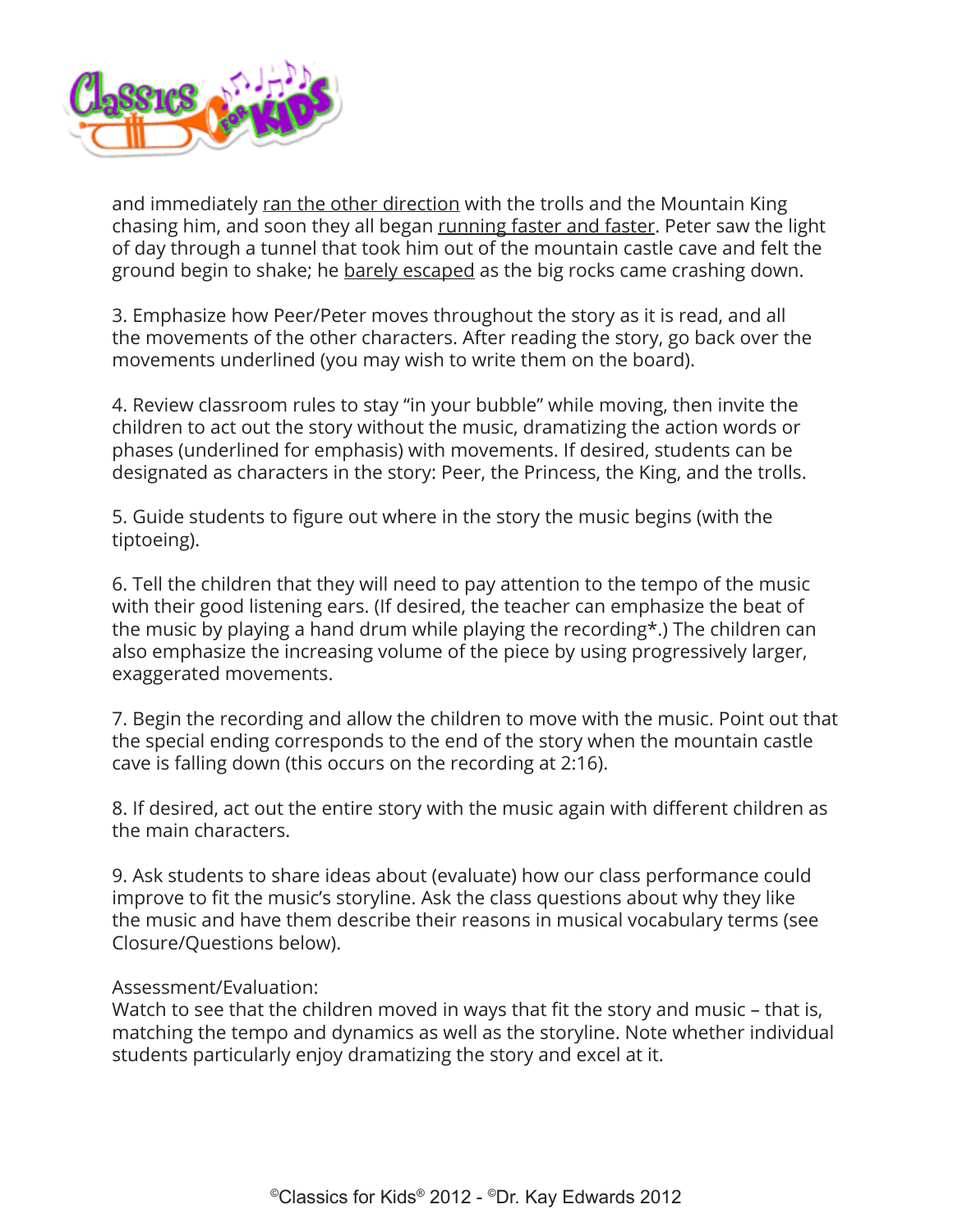and immediately <u>ran the other direction</u> with the trolls and the Mountain King chasing him, and soon they all began <u>running faster and faster</u>. Peter saw the light of day through a tunnel that took him out of the mountain castle cave and felt the ground begin to shake; he <u>barely escaped</u> as the big rocks came crashing down.

3. Emphasize how Peer/Peter moves throughout the story as it is read, and all the movements of the other characters. After reading the story, go back over the movements underlined (you may wish to write them on the board).

4. Review classroom rules to stay "in your bubble" while moving, then invite the children to act out the story without the music, dramatizing the action words or phases (underlined for emphasis) with movements. If desired, students can be designated as characters in the story: Peer, the Princess, the King, and the trolls.

5. Guide students to figure out where in the story the music begins (with the tiptoeing).

6. Tell the children that they will need to pay attention to the tempo of the music with their good listening ears. (If desired, the teacher can emphasize the beat of the music by playing a hand drum while playing the recording*.) The children can also emphasize the increasing volume of the piece by using progressively larger, exaggerated movements.

7. Begin the recording and allow the children to move with the music. Point out that the special ending corresponds to the end of the story when the mountain castle cave is falling down (this occurs on the recording at 2:16).

8. If desired, act out the entire story with the music again with different children as the main characters.

9. Ask students to share ideas about (evaluate) how our class performance could improve to fit the music's storyline. Ask the class questions about why they like the music and have them describe their reasons in musical vocabulary terms (see Closure/Questions below).

Assessment/Evaluation:
Watch to see that the children moved in ways that fit the story and music – that is, matching the tempo and dynamics as well as the storyline. Note whether individual students particularly enjoy dramatizing the story and excel at it.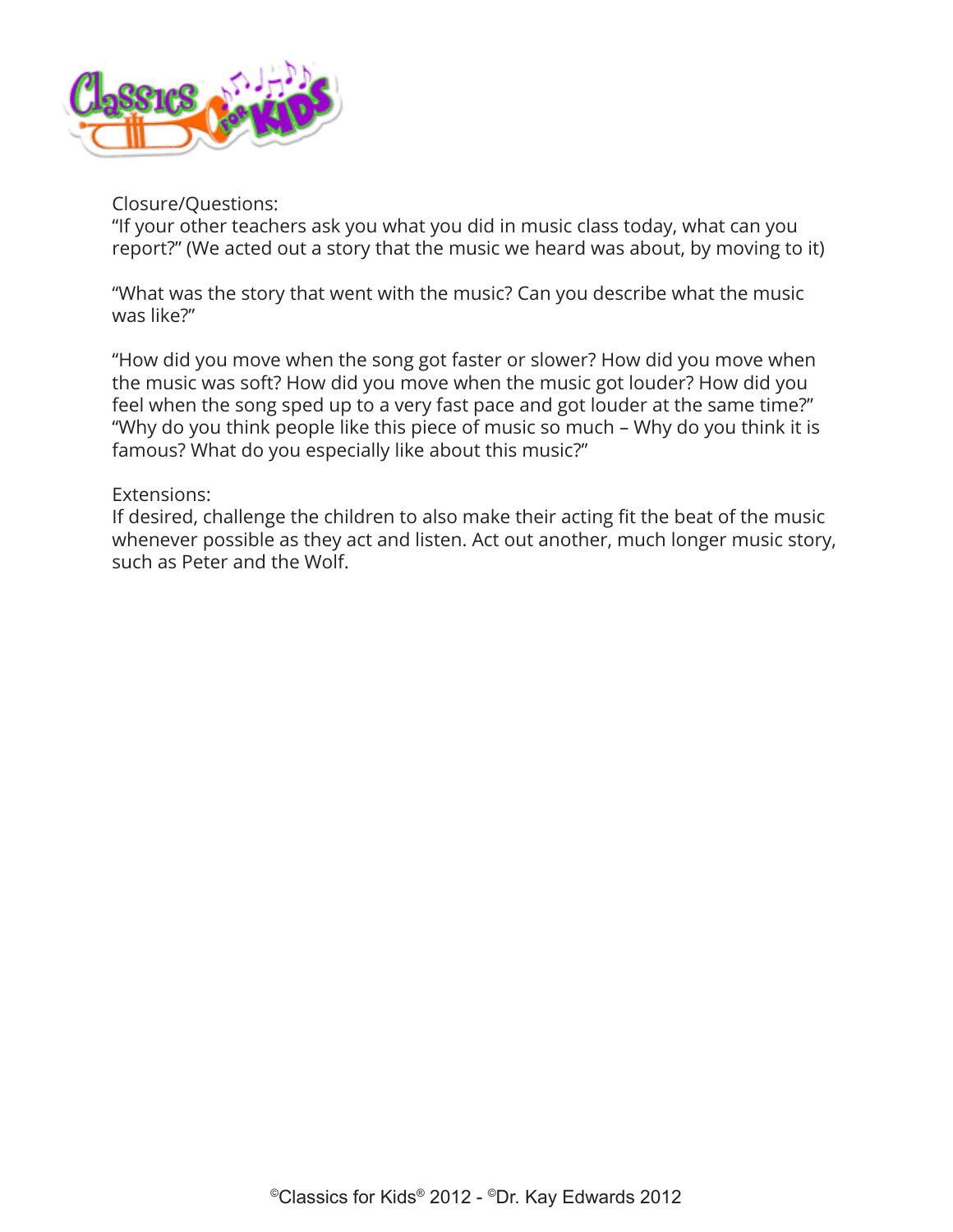Closure/Questions:
"If your other teachers ask you what you did in music class today, what can you report?" (We acted out a story that the music we heard was about, by moving to it)

"What was the story that went with the music? Can you describe what the music was like?"

"How did you move when the song got faster or slower? How did you move when the music was soft? How did you move when the music got louder? How did you feel when the song sped up to a very fast pace and got louder at the same time?" "Why do you think people like this piece of music so much – Why do you think it is famous? What do you especially like about this music?"

Extensions:
If desired, challenge the children to also make their acting fit the beat of the music whenever possible as they act and listen. Act out another, much longer music story, such as Peter and the Wolf.